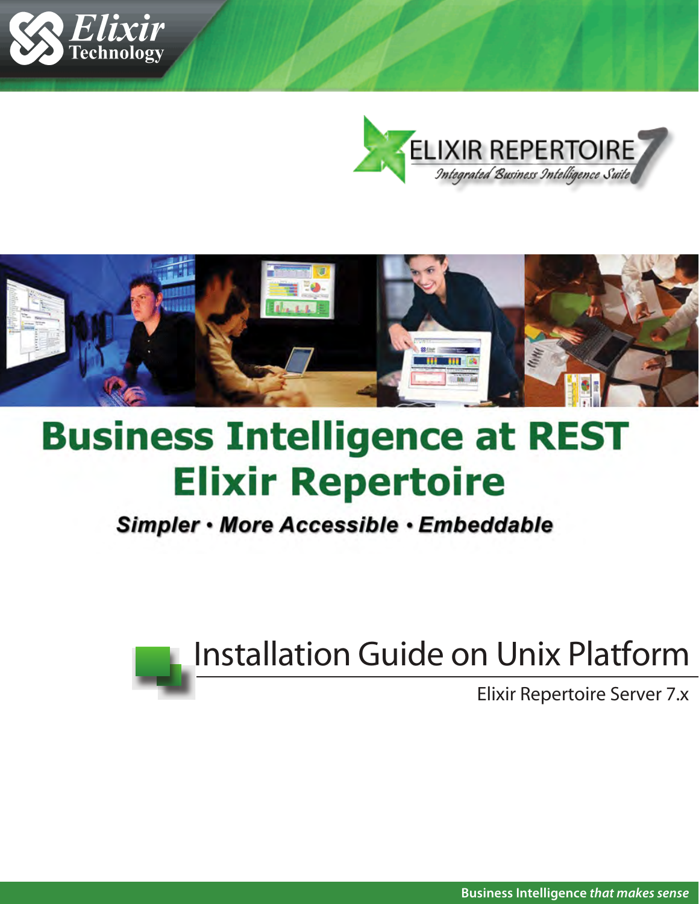Elixir Technology

ELIXIR REPERTOIRE 7

*Integrated Business Intelligence Suite*

# Business Intelligence at REST Elixir Repertoire

***Simpler • More Accessible • Embeddable***

## Installation Guide on Unix Platform

Elixir Repertoire Server 7.x

**Business Intelligence *that makes sense***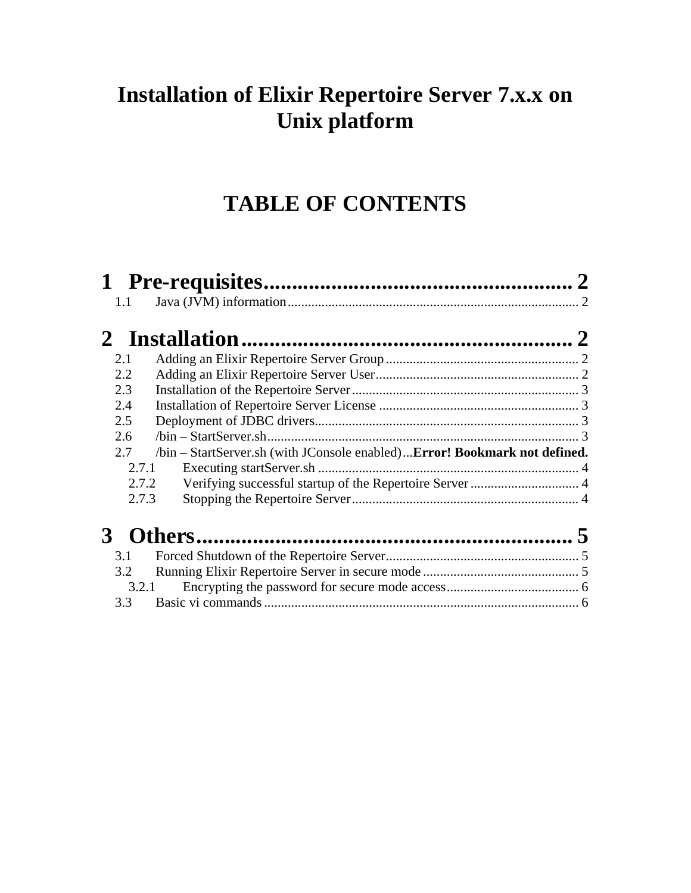# Installation of Elixir Repertoire Server 7.x.x on Unix platform

# TABLE OF CONTENTS

**1 Pre-requisites........................................................ 2**

- 1.1 Java (JVM) information........................................................ 2

**2 Installation........................................................ 2**

- 2.1 Adding an Elixir Repertoire Server Group........................................................ 2
- 2.2 Adding an Elixir Repertoire Server User........................................................ 2
- 2.3 Installation of the Repertoire Server........................................................ 3
- 2.4 Installation of Repertoire Server License........................................................ 3
- 2.5 Deployment of JDBC drivers........................................................ 3
- 2.6 /bin – StartServer.sh........................................................ 3
- 2.7 /bin – StartServer.sh (with JConsole enabled)...**Error! Bookmark not defined.**
  - 2.7.1 Executing startServer.sh........................................................ 4
  - 2.7.2 Verifying successful startup of the Repertoire Server........................................................ 4
  - 2.7.3 Stopping the Repertoire Server........................................................ 4

**3 Others........................................................ 5**

- 3.1 Forced Shutdown of the Repertoire Server........................................................ 5
- 3.2 Running Elixir Repertoire Server in secure mode........................................................ 5
  - 3.2.1 Encrypting the password for secure mode access........................................................ 6
- 3.3 Basic vi commands........................................................ 6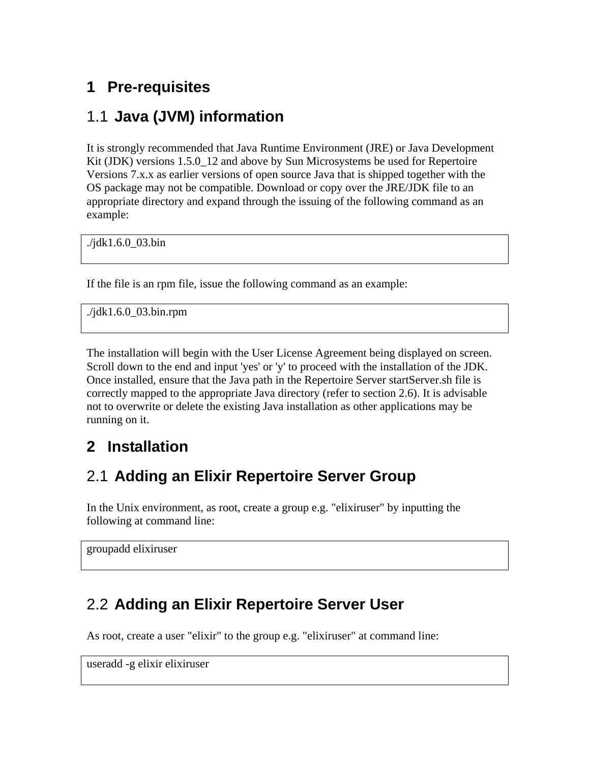# 1 Pre-requisites

## 1.1 Java (JVM) information

It is strongly recommended that Java Runtime Environment (JRE) or Java Development Kit (JDK) versions 1.5.0_12 and above by Sun Microsystems be used for Repertoire Versions 7.x.x as earlier versions of open source Java that is shipped together with the OS package may not be compatible. Download or copy over the JRE/JDK file to an appropriate directory and expand through the issuing of the following command as an example:

```
./jdk1.6.0_03.bin
```

If the file is an rpm file, issue the following command as an example:

```
./jdk1.6.0_03.bin.rpm
```

The installation will begin with the User License Agreement being displayed on screen. Scroll down to the end and input 'yes' or 'y' to proceed with the installation of the JDK. Once installed, ensure that the Java path in the Repertoire Server startServer.sh file is correctly mapped to the appropriate Java directory (refer to section 2.6). It is advisable not to overwrite or delete the existing Java installation as other applications may be running on it.

# 2 Installation

## 2.1 Adding an Elixir Repertoire Server Group

In the Unix environment, as root, create a group e.g. "elixiruser" by inputting the following at command line:

```
groupadd elixiruser
```

## 2.2 Adding an Elixir Repertoire Server User

As root, create a user "elixir" to the group e.g. "elixiruser" at command line:

```
useradd -g elixir elixiruser
```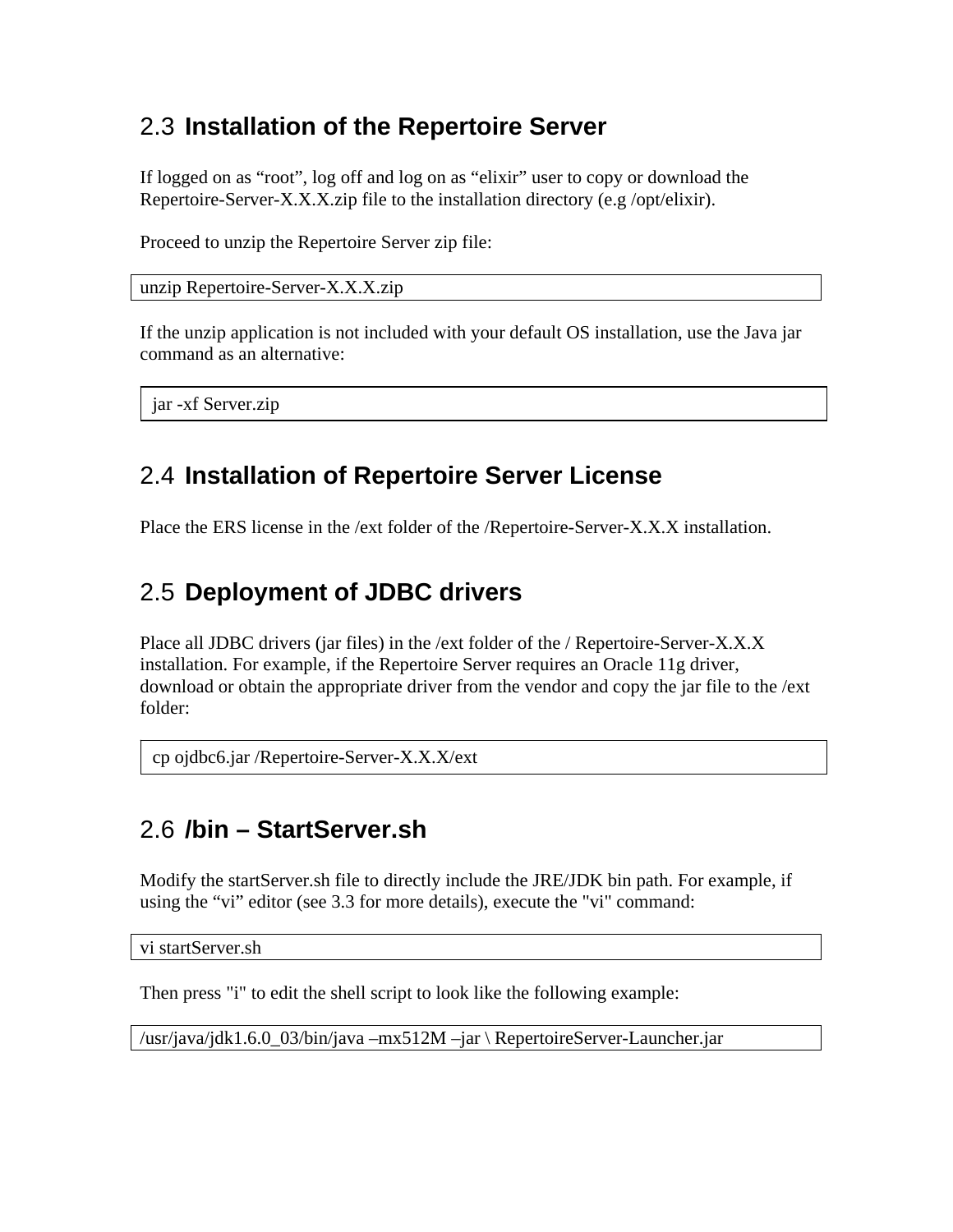## 2.3 Installation of the Repertoire Server

If logged on as "root", log off and log on as "elixir" user to copy or download the Repertoire-Server-X.X.X.zip file to the installation directory (e.g /opt/elixir).

Proceed to unzip the Repertoire Server zip file:

```
unzip Repertoire-Server-X.X.X.zip
```

If the unzip application is not included with your default OS installation, use the Java jar command as an alternative:

```
jar -xf Server.zip
```

## 2.4 Installation of Repertoire Server License

Place the ERS license in the /ext folder of the /Repertoire-Server-X.X.X installation.

## 2.5 Deployment of JDBC drivers

Place all JDBC drivers (jar files) in the /ext folder of the / Repertoire-Server-X.X.X installation. For example, if the Repertoire Server requires an Oracle 11g driver, download or obtain the appropriate driver from the vendor and copy the jar file to the /ext folder:

```
cp ojdbc6.jar /Repertoire-Server-X.X.X/ext
```

## 2.6 /bin – StartServer.sh

Modify the startServer.sh file to directly include the JRE/JDK bin path. For example, if using the "vi" editor (see 3.3 for more details), execute the "vi" command:

```
vi startServer.sh
```

Then press "i" to edit the shell script to look like the following example:

```
/usr/java/jdk1.6.0_03/bin/java –mx512M –jar \ RepertoireServer-Launcher.jar
```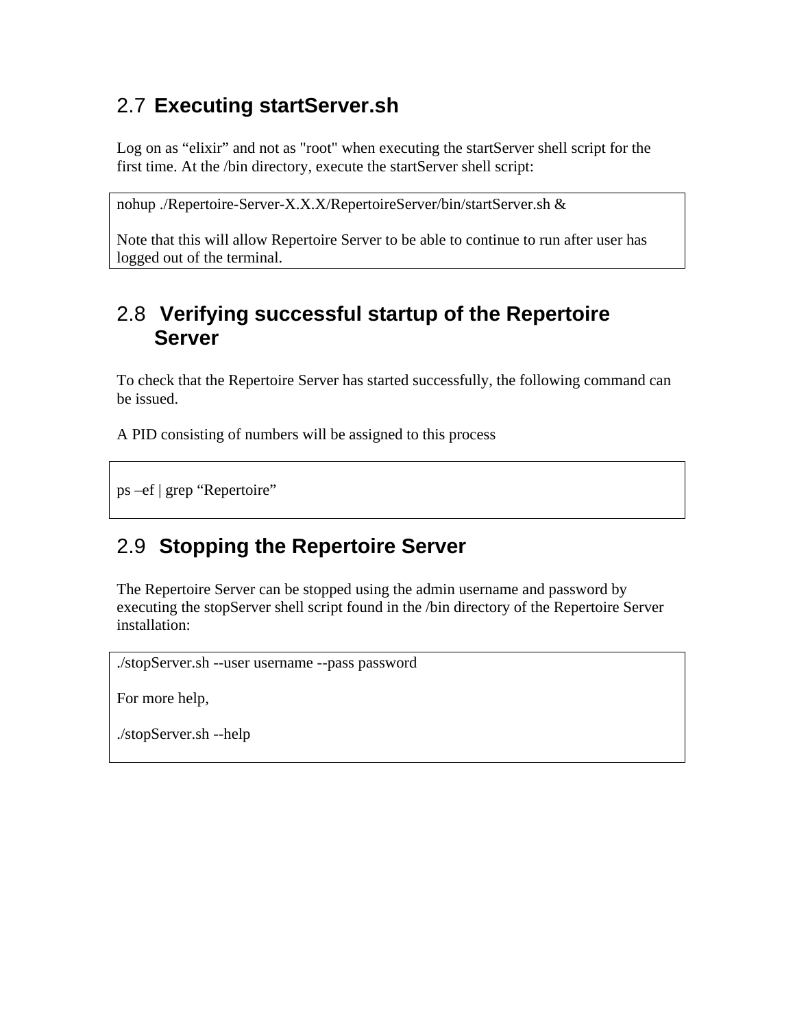## 2.7 Executing startServer.sh

Log on as “elixir” and not as "root" when executing the startServer shell script for the first time. At the /bin directory, execute the startServer shell script:

```
nohup ./Repertoire-Server-X.X.X/RepertoireServer/bin/startServer.sh &
```

Note that this will allow Repertoire Server to be able to continue to run after user has logged out of the terminal.

## 2.8 Verifying successful startup of the Repertoire Server

To check that the Repertoire Server has started successfully, the following command can be issued.

A PID consisting of numbers will be assigned to this process

```
ps –ef | grep “Repertoire”
```

## 2.9 Stopping the Repertoire Server

The Repertoire Server can be stopped using the admin username and password by executing the stopServer shell script found in the /bin directory of the Repertoire Server installation:

```
./stopServer.sh --user username --pass password
```

For more help,

```
./stopServer.sh --help
```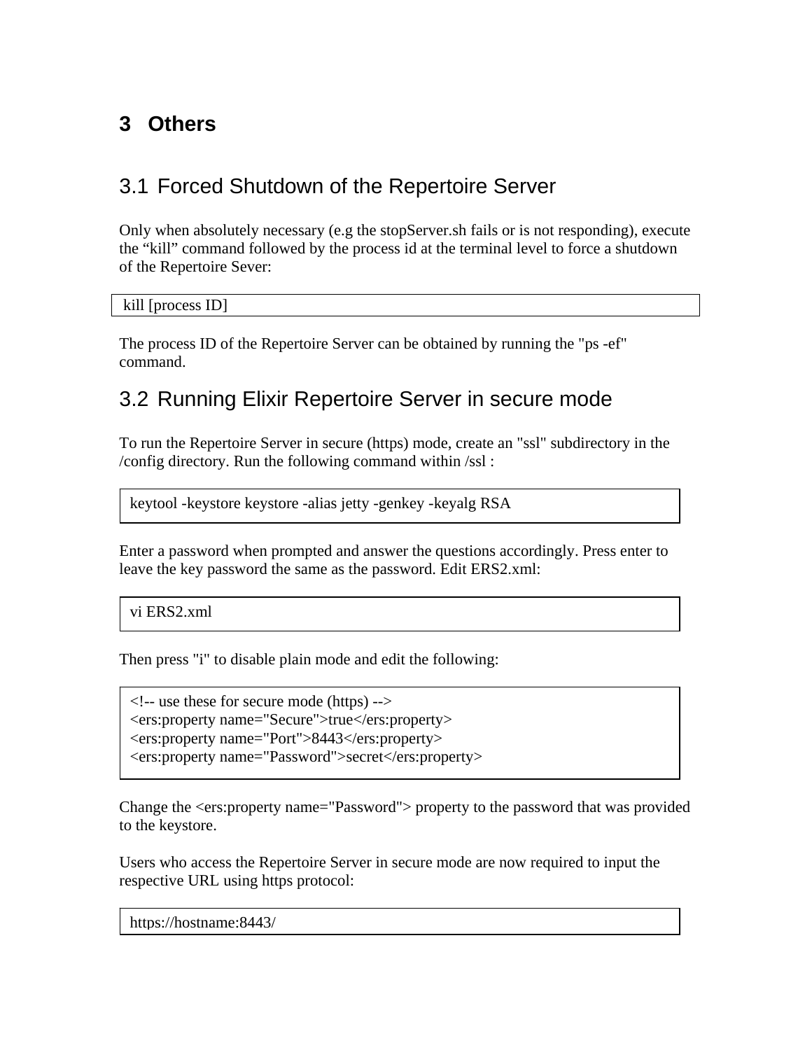# 3 Others

## 3.1 Forced Shutdown of the Repertoire Server

Only when absolutely necessary (e.g the stopServer.sh fails or is not responding), execute the "kill" command followed by the process id at the terminal level to force a shutdown of the Repertoire Sever:

```
kill [process ID]
```

The process ID of the Repertoire Server can be obtained by running the "ps -ef" command.

## 3.2 Running Elixir Repertoire Server in secure mode

To run the Repertoire Server in secure (https) mode, create an "ssl" subdirectory in the /config directory. Run the following command within /ssl :

```
keytool -keystore keystore -alias jetty -genkey -keyalg RSA
```

Enter a password when prompted and answer the questions accordingly. Press enter to leave the key password the same as the password. Edit ERS2.xml:

```
vi ERS2.xml
```

Then press "i" to disable plain mode and edit the following:

```
<!-- use these for secure mode (https) -->
<ers:property name="Secure">true</ers:property>
<ers:property name="Port">8443</ers:property>
<ers:property name="Password">secret</ers:property>
```

Change the <ers:property name="Password"> property to the password that was provided to the keystore.

Users who access the Repertoire Server in secure mode are now required to input the respective URL using https protocol:

```
https://hostname:8443/
```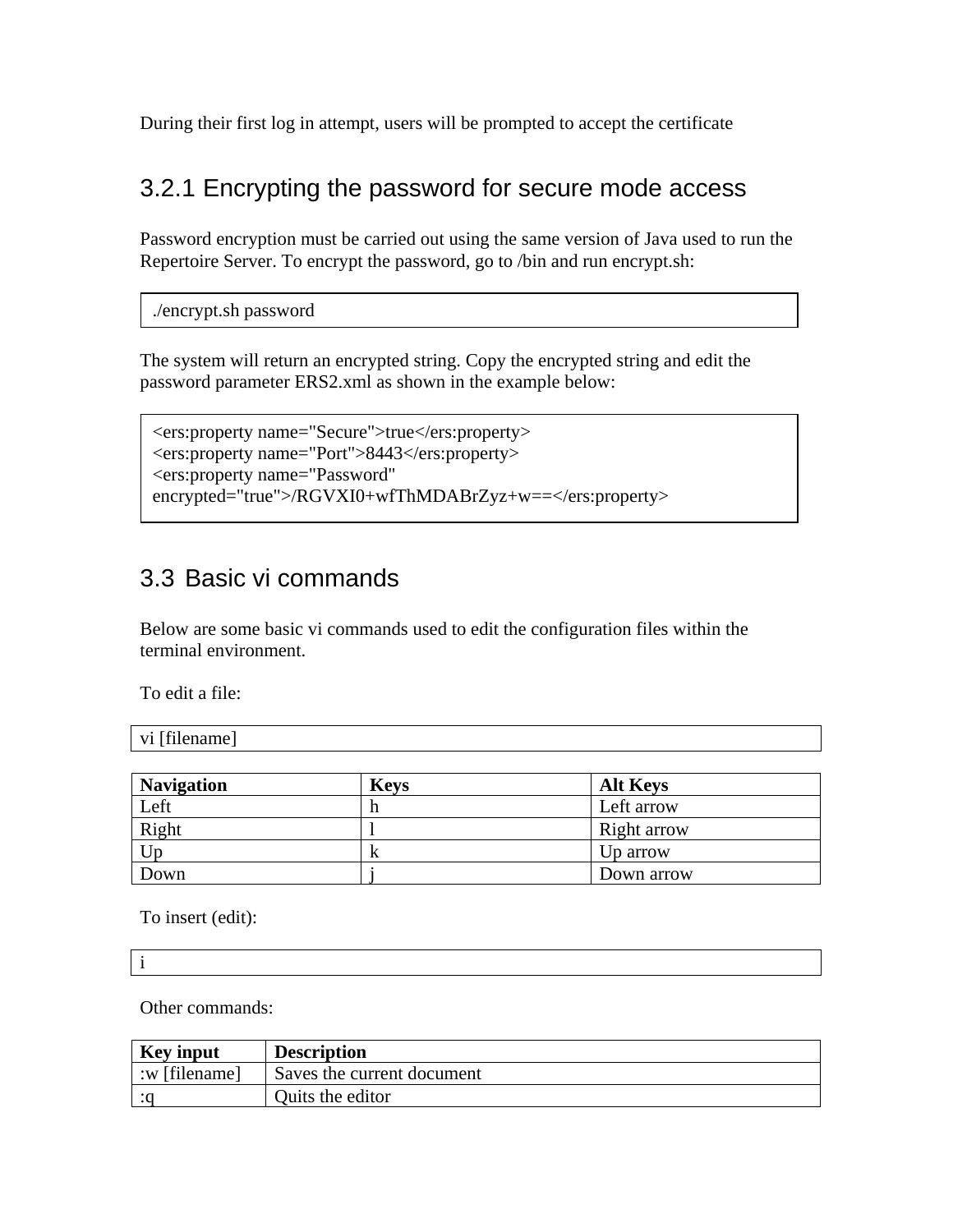During their first log in attempt, users will be prompted to accept the certificate

### 3.2.1 Encrypting the password for secure mode access

Password encryption must be carried out using the same version of Java used to run the Repertoire Server. To encrypt the password, go to /bin and run encrypt.sh:

```
./encrypt.sh password
```

The system will return an encrypted string. Copy the encrypted string and edit the password parameter ERS2.xml as shown in the example below:

```
<ers:property name="Secure">true</ers:property>
<ers:property name="Port">8443</ers:property>
<ers:property name="Password"
encrypted="true">/RGVXI0+wfThMDABrZyz+w==</ers:property>
```

## 3.3 Basic vi commands

Below are some basic vi commands used to edit the configuration files within the terminal environment.

To edit a file:

```
vi [filename]
```

| **Navigation** | **Keys** | **Alt Keys** |
|---|---|---|
| Left | h | Left arrow |
| Right | l | Right arrow |
| Up | k | Up arrow |
| Down | j | Down arrow |

To insert (edit):

```
i
```

Other commands:

| **Key input** | **Description** |
|---|---|
| :w [filename] | Saves the current document |
| :q | Quits the editor |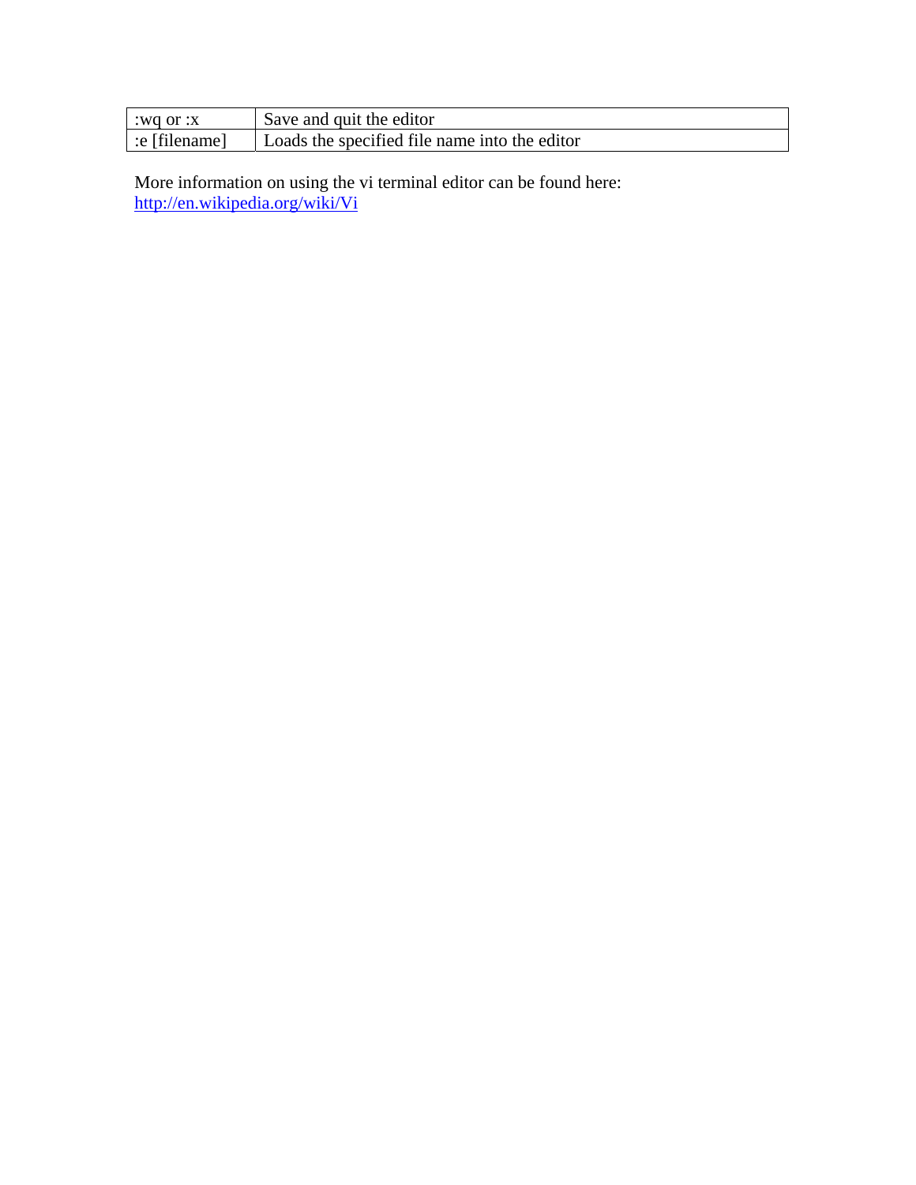| | |
|---|---|
| :wq or :x | Save and quit the editor |
| :e [filename] | Loads the specified file name into the editor |

More information on using the vi terminal editor can be found here:
[http://en.wikipedia.org/wiki/Vi](http://en.wikipedia.org/wiki/Vi)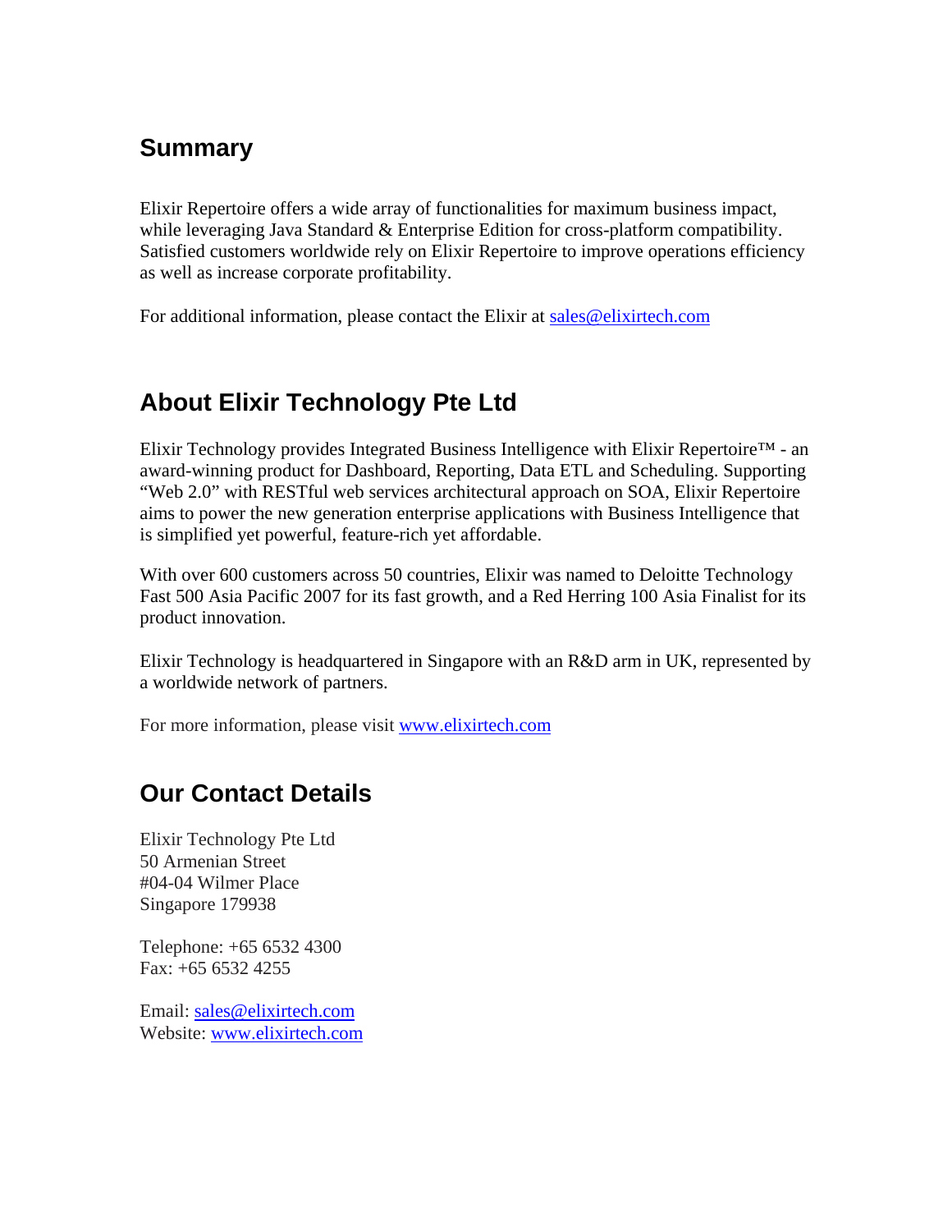## Summary

Elixir Repertoire offers a wide array of functionalities for maximum business impact, while leveraging Java Standard & Enterprise Edition for cross-platform compatibility. Satisfied customers worldwide rely on Elixir Repertoire to improve operations efficiency as well as increase corporate profitability.

For additional information, please contact the Elixir at sales@elixirtech.com

## About Elixir Technology Pte Ltd

Elixir Technology provides Integrated Business Intelligence with Elixir Repertoire™ - an award-winning product for Dashboard, Reporting, Data ETL and Scheduling. Supporting "Web 2.0" with RESTful web services architectural approach on SOA, Elixir Repertoire aims to power the new generation enterprise applications with Business Intelligence that is simplified yet powerful, feature-rich yet affordable.

With over 600 customers across 50 countries, Elixir was named to Deloitte Technology Fast 500 Asia Pacific 2007 for its fast growth, and a Red Herring 100 Asia Finalist for its product innovation.

Elixir Technology is headquartered in Singapore with an R&D arm in UK, represented by a worldwide network of partners.

For more information, please visit www.elixirtech.com

## Our Contact Details

Elixir Technology Pte Ltd
50 Armenian Street
#04-04 Wilmer Place
Singapore 179938

Telephone: +65 6532 4300
Fax: +65 6532 4255

Email: sales@elixirtech.com
Website: www.elixirtech.com